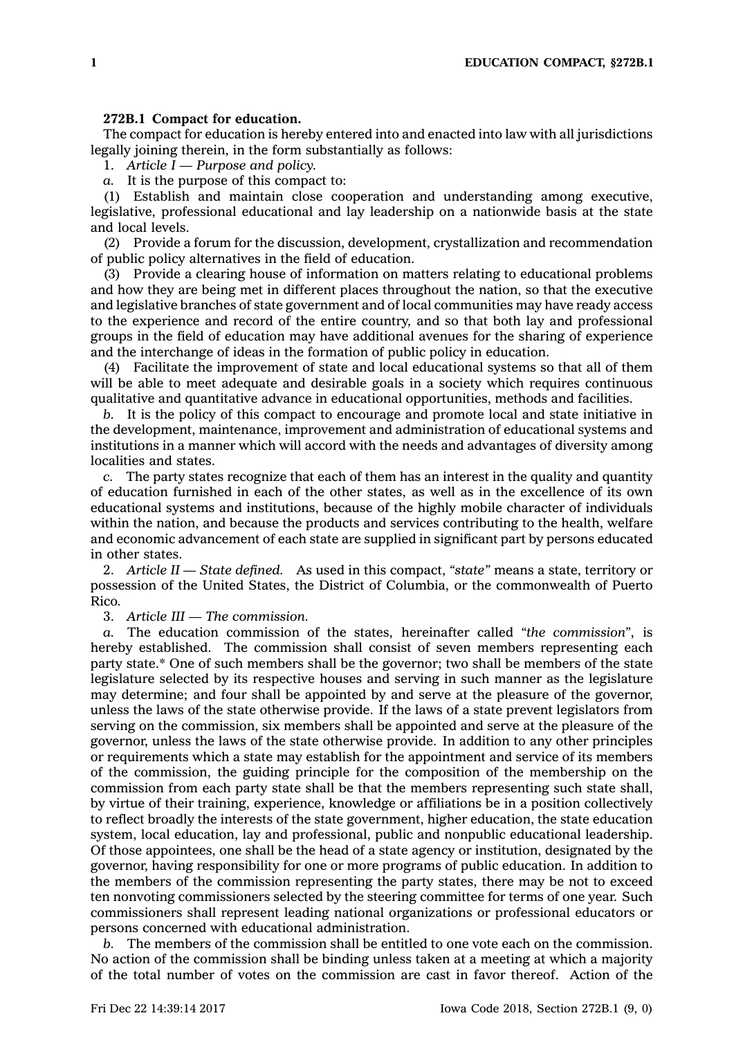**272B.1 Compact for education.**

The compact for education is hereby entered into and enacted into law with all jurisdictions legally joining therein, in the form substantially as follows:

1. *Article I — Purpose and policy.*

*a.* It is the purpose of this compact to:

(1) Establish and maintain close cooperation and understanding among executive, legislative, professional educational and lay leadership on a nationwide basis at the state and local levels.

(2) Provide a forum for the discussion, development, crystallization and recommendation of public policy alternatives in the field of education.

(3) Provide a clearing house of information on matters relating to educational problems and how they are being met in different places throughout the nation, so that the executive and legislative branches of state government and of local communities may have ready access to the experience and record of the entire country, and so that both lay and professional groups in the field of education may have additional avenues for the sharing of experience and the interchange of ideas in the formation of public policy in education.

(4) Facilitate the improvement of state and local educational systems so that all of them will be able to meet adequate and desirable goals in a society which requires continuous qualitative and quantitative advance in educational opportunities, methods and facilities.

*b.* It is the policy of this compact to encourage and promote local and state initiative in the development, maintenance, improvement and administration of educational systems and institutions in a manner which will accord with the needs and advantages of diversity among localities and states.

*c.* The party states recognize that each of them has an interest in the quality and quantity of education furnished in each of the other states, as well as in the excellence of its own educational systems and institutions, because of the highly mobile character of individuals within the nation, and because the products and services contributing to the health, welfare and economic advancement of each state are supplied in significant part by persons educated in other states.

2. *Article II — State defined.* As used in this compact, *"state"* means a state, territory or possession of the United States, the District of Columbia, or the commonwealth of Puerto Rico.

3. *Article III — The commission.*

*a.* The education commission of the states, hereinafter called *"the commission"*, is hereby established. The commission shall consist of seven members representing each party state.* One of such members shall be the governor; two shall be members of the state legislature selected by its respective houses and serving in such manner as the legislature may determine; and four shall be appointed by and serve at the pleasure of the governor, unless the laws of the state otherwise provide. If the laws of a state prevent legislators from serving on the commission, six members shall be appointed and serve at the pleasure of the governor, unless the laws of the state otherwise provide. In addition to any other principles or requirements which a state may establish for the appointment and service of its members of the commission, the guiding principle for the composition of the membership on the commission from each party state shall be that the members representing such state shall, by virtue of their training, experience, knowledge or affiliations be in a position collectively to reflect broadly the interests of the state government, higher education, the state education system, local education, lay and professional, public and nonpublic educational leadership. Of those appointees, one shall be the head of a state agency or institution, designated by the governor, having responsibility for one or more programs of public education. In addition to the members of the commission representing the party states, there may be not to exceed ten nonvoting commissioners selected by the steering committee for terms of one year. Such commissioners shall represent leading national organizations or professional educators or persons concerned with educational administration.

*b.* The members of the commission shall be entitled to one vote each on the commission. No action of the commission shall be binding unless taken at a meeting at which a majority of the total number of votes on the commission are cast in favor thereof. Action of the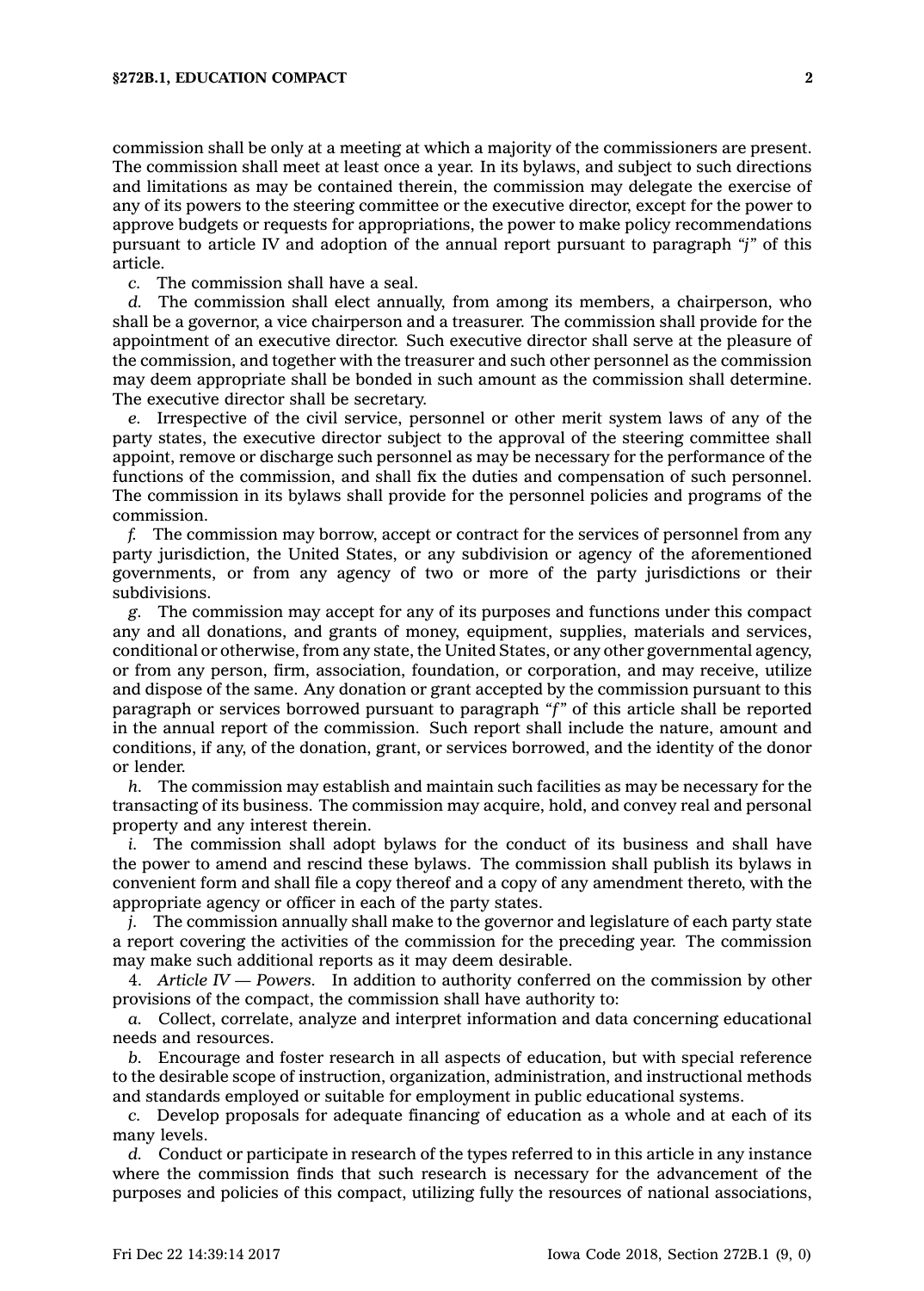commission shall be only at a meeting at which a majority of the commissioners are present. The commission shall meet at least once a year. In its bylaws, and subject to such directions and limitations as may be contained therein, the commission may delegate the exercise of any of its powers to the steering committee or the executive director, except for the power to approve budgets or requests for appropriations, the power to make policy recommendations pursuant to article IV and adoption of the annual report pursuant to paragraph *"j"* of this article.

*c.* The commission shall have a seal.

*d.* The commission shall elect annually, from among its members, a chairperson, who shall be a governor, a vice chairperson and a treasurer. The commission shall provide for the appointment of an executive director. Such executive director shall serve at the pleasure of the commission, and together with the treasurer and such other personnel as the commission may deem appropriate shall be bonded in such amount as the commission shall determine. The executive director shall be secretary.

*e.* Irrespective of the civil service, personnel or other merit system laws of any of the party states, the executive director subject to the approval of the steering committee shall appoint, remove or discharge such personnel as may be necessary for the performance of the functions of the commission, and shall fix the duties and compensation of such personnel. The commission in its bylaws shall provide for the personnel policies and programs of the commission.

*f.* The commission may borrow, accept or contract for the services of personnel from any party jurisdiction, the United States, or any subdivision or agency of the aforementioned governments, or from any agency of two or more of the party jurisdictions or their subdivisions.

*g.* The commission may accept for any of its purposes and functions under this compact any and all donations, and grants of money, equipment, supplies, materials and services, conditional or otherwise, from any state, the United States, or any other governmental agency, or from any person, firm, association, foundation, or corporation, and may receive, utilize and dispose of the same. Any donation or grant accepted by the commission pursuant to this paragraph or services borrowed pursuant to paragraph *"f"* of this article shall be reported in the annual report of the commission. Such report shall include the nature, amount and conditions, if any, of the donation, grant, or services borrowed, and the identity of the donor or lender.

*h.* The commission may establish and maintain such facilities as may be necessary for the transacting of its business. The commission may acquire, hold, and convey real and personal property and any interest therein.

*i.* The commission shall adopt bylaws for the conduct of its business and shall have the power to amend and rescind these bylaws. The commission shall publish its bylaws in convenient form and shall file a copy thereof and a copy of any amendment thereto, with the appropriate agency or officer in each of the party states.

*j.* The commission annually shall make to the governor and legislature of each party state a report covering the activities of the commission for the preceding year. The commission may make such additional reports as it may deem desirable.

4. *Article IV — Powers.* In addition to authority conferred on the commission by other provisions of the compact, the commission shall have authority to:

*a.* Collect, correlate, analyze and interpret information and data concerning educational needs and resources.

*b.* Encourage and foster research in all aspects of education, but with special reference to the desirable scope of instruction, organization, administration, and instructional methods and standards employed or suitable for employment in public educational systems.

*c.* Develop proposals for adequate financing of education as a whole and at each of its many levels.

*d.* Conduct or participate in research of the types referred to in this article in any instance where the commission finds that such research is necessary for the advancement of the purposes and policies of this compact, utilizing fully the resources of national associations,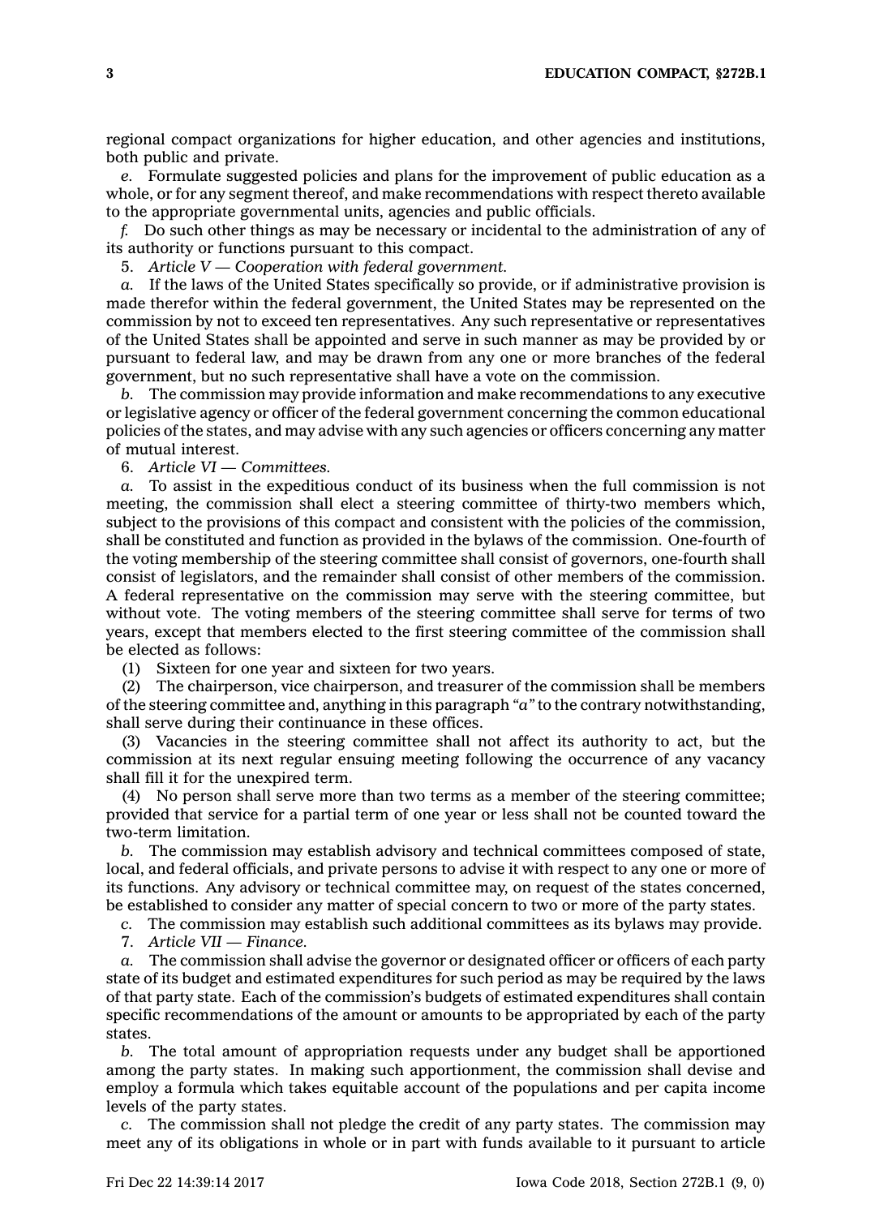regional compact organizations for higher education, and other agencies and institutions, both public and private.

*e.* Formulate suggested policies and plans for the improvement of public education as a whole, or for any segment thereof, and make recommendations with respect thereto available to the appropriate governmental units, agencies and public officials.

*f.* Do such other things as may be necessary or incidental to the administration of any of its authority or functions pursuant to this compact.

5. *Article V — Cooperation with federal government.*

*a.* If the laws of the United States specifically so provide, or if administrative provision is made therefor within the federal government, the United States may be represented on the commission by not to exceed ten representatives. Any such representative or representatives of the United States shall be appointed and serve in such manner as may be provided by or pursuant to federal law, and may be drawn from any one or more branches of the federal government, but no such representative shall have a vote on the commission.

*b.* The commission may provide information and make recommendations to any executive or legislative agency or officer of the federal government concerning the common educational policies of the states, and may advise with any such agencies or officers concerning any matter of mutual interest.

6. *Article VI — Committees.*

*a.* To assist in the expeditious conduct of its business when the full commission is not meeting, the commission shall elect a steering committee of thirty-two members which, subject to the provisions of this compact and consistent with the policies of the commission, shall be constituted and function as provided in the bylaws of the commission. One-fourth of the voting membership of the steering committee shall consist of governors, one-fourth shall consist of legislators, and the remainder shall consist of other members of the commission. A federal representative on the commission may serve with the steering committee, but without vote. The voting members of the steering committee shall serve for terms of two years, except that members elected to the first steering committee of the commission shall be elected as follows:

(1) Sixteen for one year and sixteen for two years.

(2) The chairperson, vice chairperson, and treasurer of the commission shall be members of the steering committee and, anything in this paragraph *"a"* to the contrary notwithstanding, shall serve during their continuance in these offices.

(3) Vacancies in the steering committee shall not affect its authority to act, but the commission at its next regular ensuing meeting following the occurrence of any vacancy shall fill it for the unexpired term.

(4) No person shall serve more than two terms as a member of the steering committee; provided that service for a partial term of one year or less shall not be counted toward the two-term limitation.

*b.* The commission may establish advisory and technical committees composed of state, local, and federal officials, and private persons to advise it with respect to any one or more of its functions. Any advisory or technical committee may, on request of the states concerned, be established to consider any matter of special concern to two or more of the party states.

*c.* The commission may establish such additional committees as its bylaws may provide.

7. *Article VII — Finance.*

*a.* The commission shall advise the governor or designated officer or officers of each party state of its budget and estimated expenditures for such period as may be required by the laws of that party state. Each of the commission's budgets of estimated expenditures shall contain specific recommendations of the amount or amounts to be appropriated by each of the party states.

*b.* The total amount of appropriation requests under any budget shall be apportioned among the party states. In making such apportionment, the commission shall devise and employ a formula which takes equitable account of the populations and per capita income levels of the party states.

*c.* The commission shall not pledge the credit of any party states. The commission may meet any of its obligations in whole or in part with funds available to it pursuant to article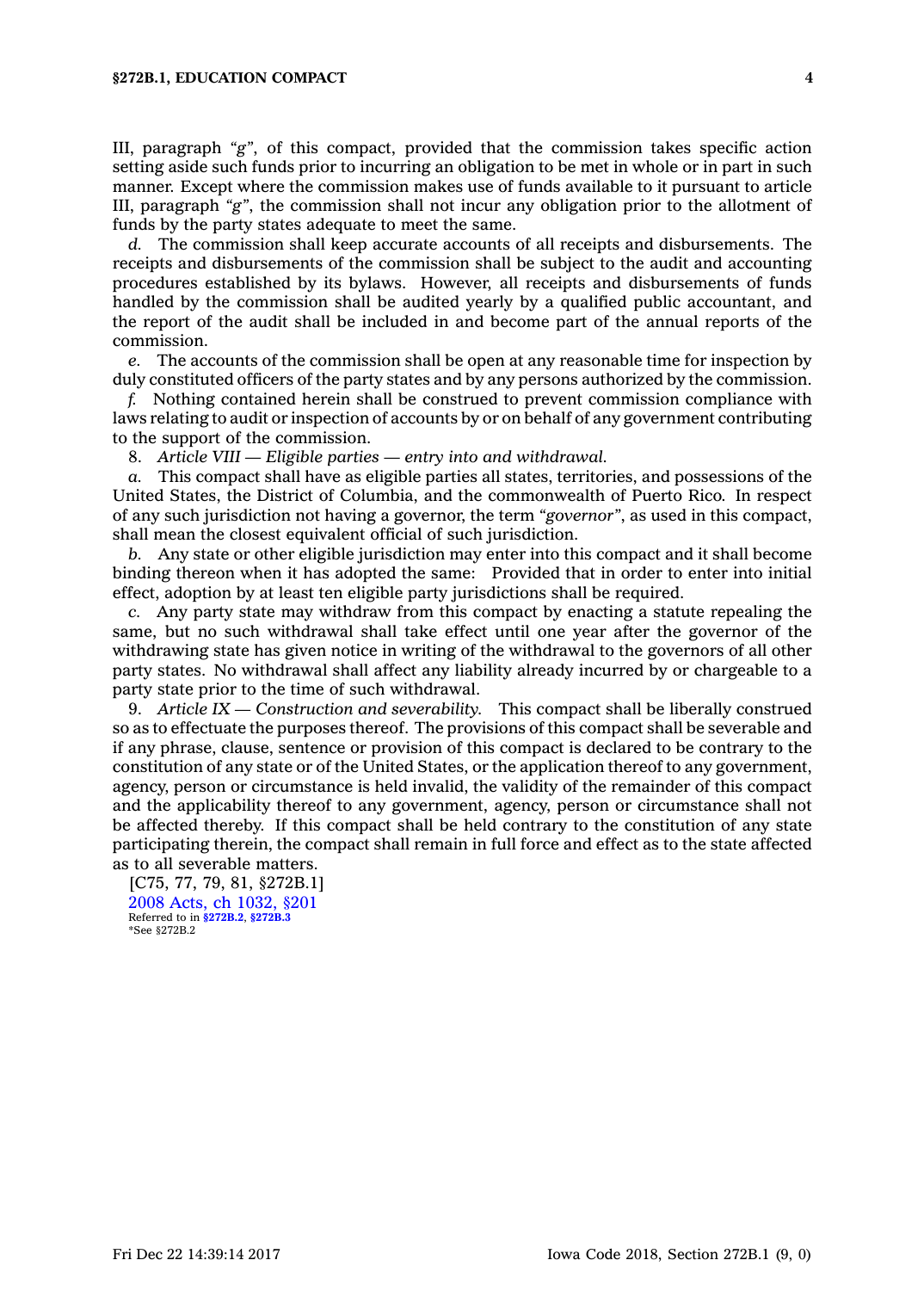III, paragraph *"g"*, of this compact, provided that the commission takes specific action setting aside such funds prior to incurring an obligation to be met in whole or in part in such manner. Except where the commission makes use of funds available to it pursuant to article III, paragraph *"g"*, the commission shall not incur any obligation prior to the allotment of funds by the party states adequate to meet the same.

*d.* The commission shall keep accurate accounts of all receipts and disbursements. The receipts and disbursements of the commission shall be subject to the audit and accounting procedures established by its bylaws. However, all receipts and disbursements of funds handled by the commission shall be audited yearly by a qualified public accountant, and the report of the audit shall be included in and become part of the annual reports of the commission.

*e.* The accounts of the commission shall be open at any reasonable time for inspection by duly constituted officers of the party states and by any persons authorized by the commission.

*f.* Nothing contained herein shall be construed to prevent commission compliance with laws relating to audit or inspection of accounts by or on behalf of any government contributing to the support of the commission.

8. *Article VIII — Eligible parties — entry into and withdrawal.*

*a.* This compact shall have as eligible parties all states, territories, and possessions of the United States, the District of Columbia, and the commonwealth of Puerto Rico. In respect of any such jurisdiction not having a governor, the term *"governor"*, as used in this compact, shall mean the closest equivalent official of such jurisdiction.

*b.* Any state or other eligible jurisdiction may enter into this compact and it shall become binding thereon when it has adopted the same: Provided that in order to enter into initial effect, adoption by at least ten eligible party jurisdictions shall be required.

*c.* Any party state may withdraw from this compact by enacting a statute repealing the same, but no such withdrawal shall take effect until one year after the governor of the withdrawing state has given notice in writing of the withdrawal to the governors of all other party states. No withdrawal shall affect any liability already incurred by or chargeable to a party state prior to the time of such withdrawal.

9. *Article IX — Construction and severability.* This compact shall be liberally construed so as to effectuate the purposes thereof. The provisions of this compact shall be severable and if any phrase, clause, sentence or provision of this compact is declared to be contrary to the constitution of any state or of the United States, or the application thereof to any government, agency, person or circumstance is held invalid, the validity of the remainder of this compact and the applicability thereof to any government, agency, person or circumstance shall not be affected thereby. If this compact shall be held contrary to the constitution of any state participating therein, the compact shall remain in full force and effect as to the state affected as to all severable matters.

[C75, 77, 79, 81, §272B.1]

2008 Acts, ch 1032, §201

Referred to in **§272B.2**, **§272B.3**

*See §272B.2